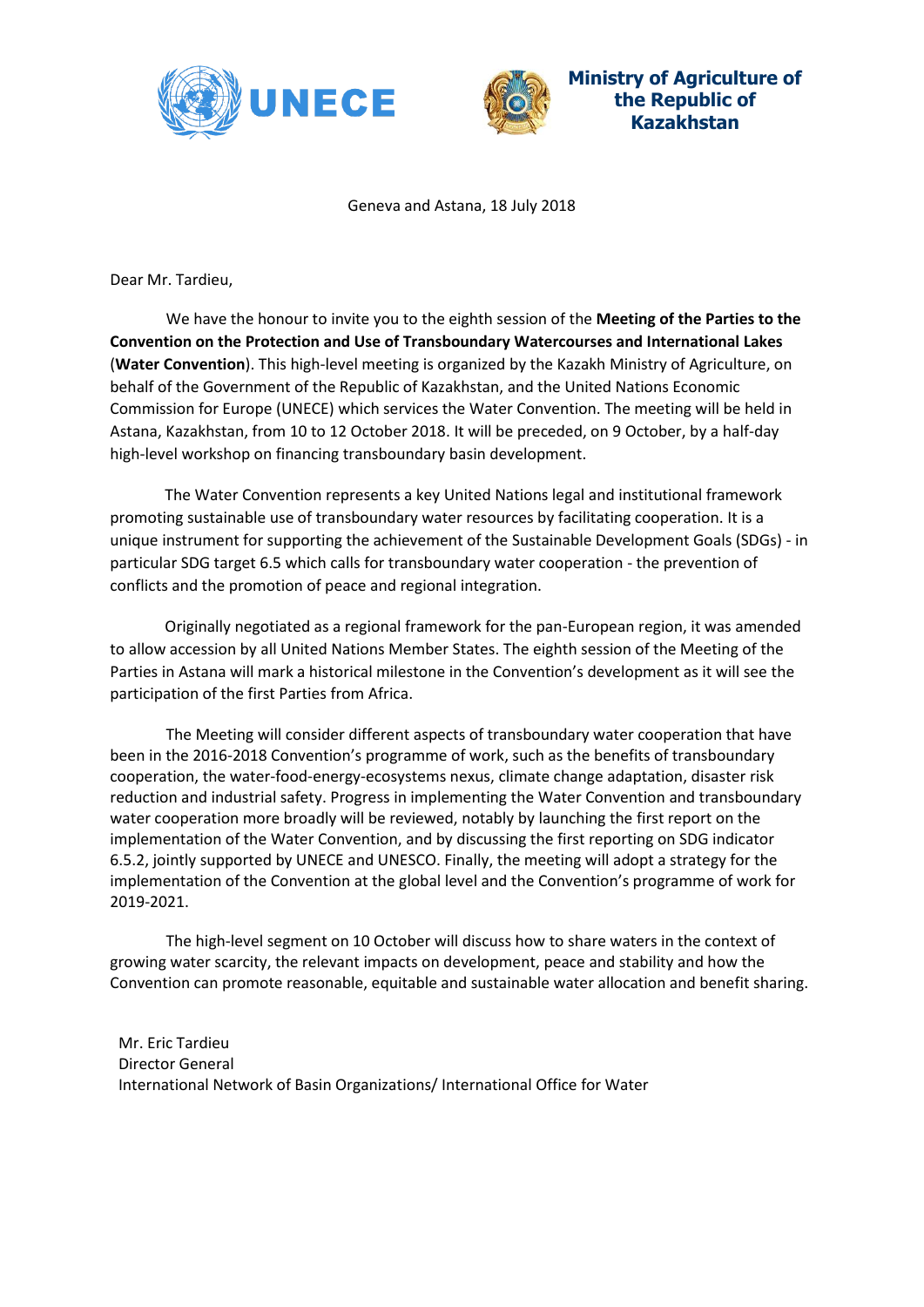UNECE

**Ministry of Agriculture of the Republic of Kazakhstan**

Geneva and Astana, 18 July 2018

Dear Mr. Tardieu,

We have the honour to invite you to the eighth session of the **Meeting of the Parties to the Convention on the Protection and Use of Transboundary Watercourses and International Lakes** (**Water Convention**). This high-level meeting is organized by the Kazakh Ministry of Agriculture, on behalf of the Government of the Republic of Kazakhstan, and the United Nations Economic Commission for Europe (UNECE) which services the Water Convention. The meeting will be held in Astana, Kazakhstan, from 10 to 12 October 2018. It will be preceded, on 9 October, by a half-day high-level workshop on financing transboundary basin development.

The Water Convention represents a key United Nations legal and institutional framework promoting sustainable use of transboundary water resources by facilitating cooperation. It is a unique instrument for supporting the achievement of the Sustainable Development Goals (SDGs) - in particular SDG target 6.5 which calls for transboundary water cooperation - the prevention of conflicts and the promotion of peace and regional integration.

Originally negotiated as a regional framework for the pan-European region, it was amended to allow accession by all United Nations Member States. The eighth session of the Meeting of the Parties in Astana will mark a historical milestone in the Convention's development as it will see the participation of the first Parties from Africa.

The Meeting will consider different aspects of transboundary water cooperation that have been in the 2016-2018 Convention's programme of work, such as the benefits of transboundary cooperation, the water-food-energy-ecosystems nexus, climate change adaptation, disaster risk reduction and industrial safety. Progress in implementing the Water Convention and transboundary water cooperation more broadly will be reviewed, notably by launching the first report on the implementation of the Water Convention, and by discussing the first reporting on SDG indicator 6.5.2, jointly supported by UNECE and UNESCO. Finally, the meeting will adopt a strategy for the implementation of the Convention at the global level and the Convention's programme of work for 2019-2021.

The high-level segment on 10 October will discuss how to share waters in the context of growing water scarcity, the relevant impacts on development, peace and stability and how the Convention can promote reasonable, equitable and sustainable water allocation and benefit sharing.

Mr. Eric Tardieu
Director General
International Network of Basin Organizations/ International Office for Water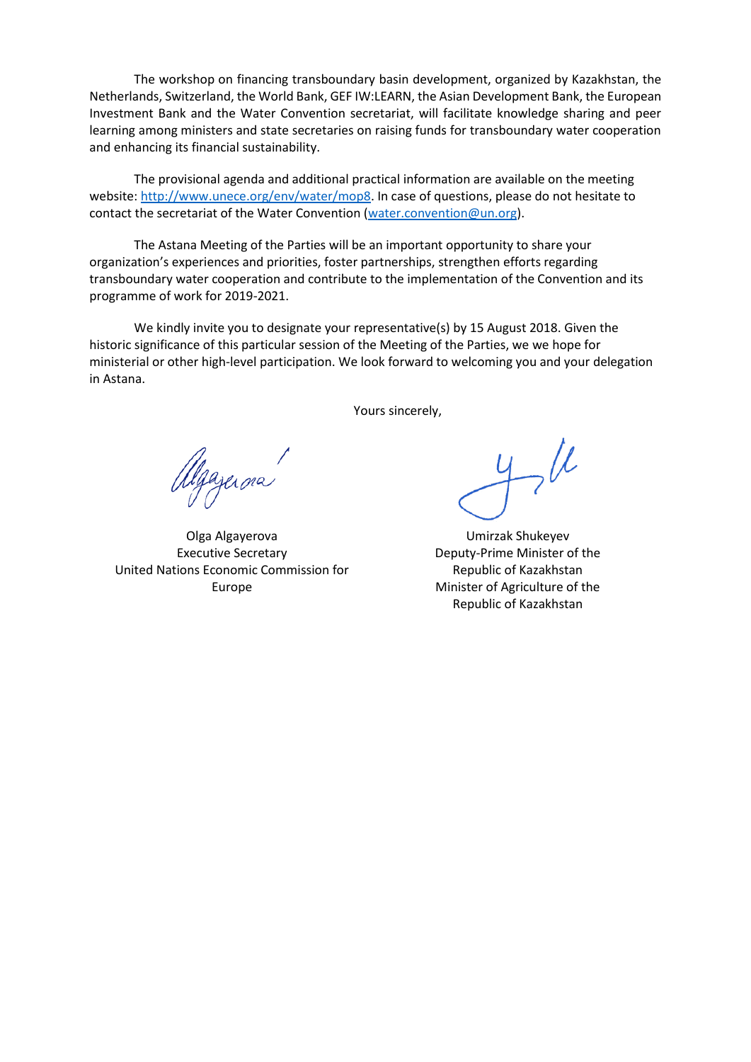The workshop on financing transboundary basin development, organized by Kazakhstan, the Netherlands, Switzerland, the World Bank, GEF IW:LEARN, the Asian Development Bank, the European Investment Bank and the Water Convention secretariat, will facilitate knowledge sharing and peer learning among ministers and state secretaries on raising funds for transboundary water cooperation and enhancing its financial sustainability.

The provisional agenda and additional practical information are available on the meeting website: [http://www.unece.org/env/water/mop8](http://www.unece.org/env/water/mop8). In case of questions, please do not hesitate to contact the secretariat of the Water Convention ([water.convention@un.org](mailto:water.convention@un.org)).

The Astana Meeting of the Parties will be an important opportunity to share your organization's experiences and priorities, foster partnerships, strengthen efforts regarding transboundary water cooperation and contribute to the implementation of the Convention and its programme of work for 2019-2021.

We kindly invite you to designate your representative(s) by 15 August 2018. Given the historic significance of this particular session of the Meeting of the Parties, we we hope for ministerial or other high-level participation. We look forward to welcoming you and your delegation in Astana.

Yours sincerely,

Olga Algayerova
Executive Secretary
United Nations Economic Commission for Europe

Umirzak Shukeyev
Deputy-Prime Minister of the Republic of Kazakhstan
Minister of Agriculture of the Republic of Kazakhstan